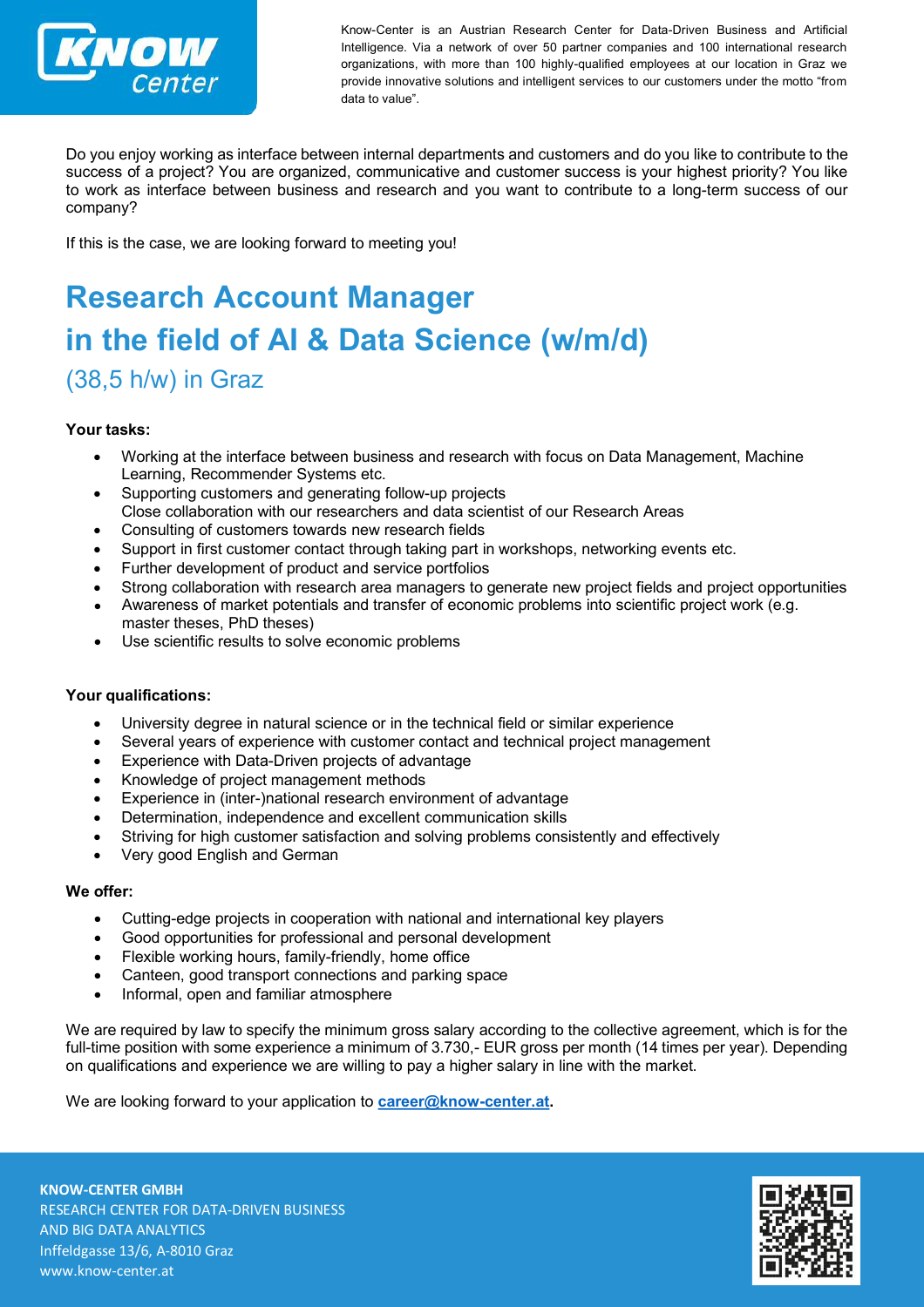Know-Center is an Austrian Research Center for Data-Driven Business and Artificial Intelligence. Via a network of over 50 partner companies and 100 international research organizations, with more than 100 highly-qualified employees at our location in Graz we provide innovative solutions and intelligent services to our customers under the motto "from data to value".

Do you enjoy working as interface between internal departments and customers and do you like to contribute to the success of a project? You are organized, communicative and customer success is your highest priority? You like to work as interface between business and research and you want to contribute to a long-term success of our company?

If this is the case, we are looking forward to meeting you!

# Research Account Manager in the field of AI & Data Science (w/m/d)

## (38,5 h/w) in Graz

**Your tasks:**

- Working at the interface between business and research with focus on Data Management, Machine Learning, Recommender Systems etc.
- Supporting customers and generating follow-up projects
  Close collaboration with our researchers and data scientist of our Research Areas
- Consulting of customers towards new research fields
- Support in first customer contact through taking part in workshops, networking events etc.
- Further development of product and service portfolios
- Strong collaboration with research area managers to generate new project fields and project opportunities
- Awareness of market potentials and transfer of economic problems into scientific project work (e.g. master theses, PhD theses)
- Use scientific results to solve economic problems

**Your qualifications:**

- University degree in natural science or in the technical field or similar experience
- Several years of experience with customer contact and technical project management
- Experience with Data-Driven projects of advantage
- Knowledge of project management methods
- Experience in (inter-)national research environment of advantage
- Determination, independence and excellent communication skills
- Striving for high customer satisfaction and solving problems consistently and effectively
- Very good English and German

**We offer:**

- Cutting-edge projects in cooperation with national and international key players
- Good opportunities for professional and personal development
- Flexible working hours, family-friendly, home office
- Canteen, good transport connections and parking space
- Informal, open and familiar atmosphere

We are required by law to specify the minimum gross salary according to the collective agreement, which is for the full-time position with some experience a minimum of 3.730,- EUR gross per month (14 times per year). Depending on qualifications and experience we are willing to pay a higher salary in line with the market.

We are looking forward to your application to **career@know-center.at.**

**KNOW-CENTER GMBH**
RESEARCH CENTER FOR DATA-DRIVEN BUSINESS
AND BIG DATA ANALYTICS
Inffeldgasse 13/6, A-8010 Graz
www.know-center.at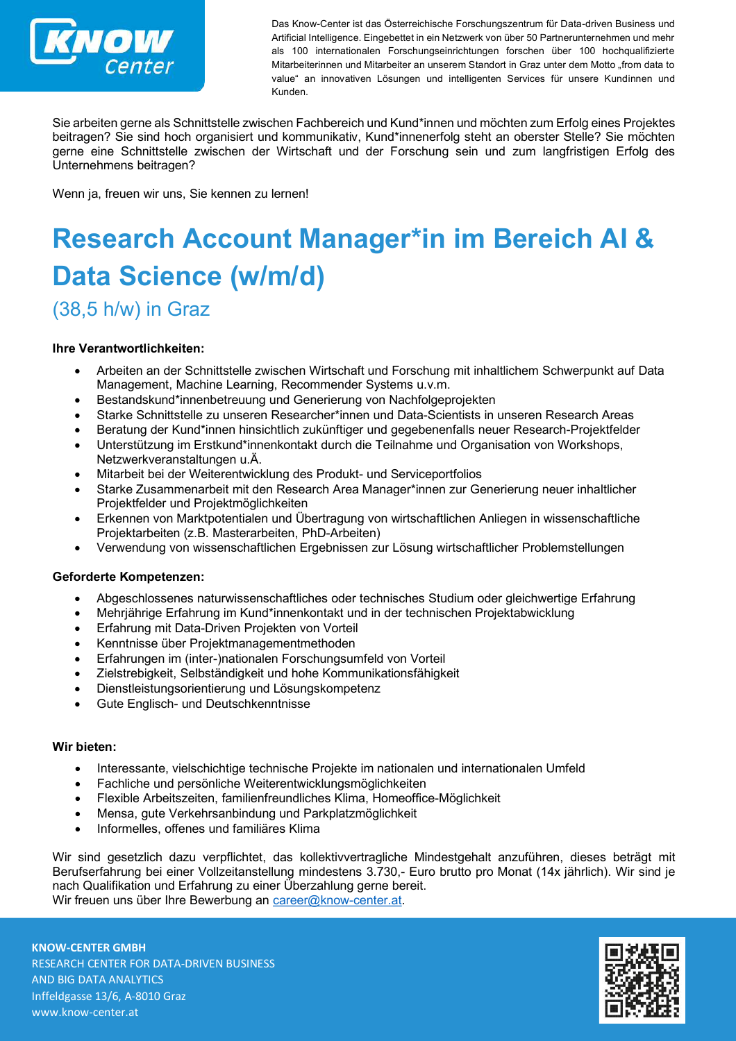Das Know-Center ist das Österreichische Forschungszentrum für Data-driven Business und Artificial Intelligence. Eingebettet in ein Netzwerk von über 50 Partnerunternehmen und mehr als 100 internationalen Forschungseinrichtungen forschen über 100 hochqualifizierte Mitarbeiterinnen und Mitarbeiter an unserem Standort in Graz unter dem Motto „from data to value" an innovativen Lösungen und intelligenten Services für unsere Kundinnen und Kunden.

Sie arbeiten gerne als Schnittstelle zwischen Fachbereich und Kund*innen und möchten zum Erfolg eines Projektes beitragen? Sie sind hoch organisiert und kommunikativ, Kund*innenerfolg steht an oberster Stelle? Sie möchten gerne eine Schnittstelle zwischen der Wirtschaft und der Forschung sein und zum langfristigen Erfolg des Unternehmens beitragen?

Wenn ja, freuen wir uns, Sie kennen zu lernen!

# Research Account Manager*in im Bereich AI & Data Science (w/m/d)

(38,5 h/w) in Graz

**Ihre Verantwortlichkeiten:**

- Arbeiten an der Schnittstelle zwischen Wirtschaft und Forschung mit inhaltlichem Schwerpunkt auf Data Management, Machine Learning, Recommender Systems u.v.m.
- Bestandskund*innenbetreuung und Generierung von Nachfolgeprojekten
- Starke Schnittstelle zu unseren Researcher*innen und Data-Scientists in unseren Research Areas
- Beratung der Kund*innen hinsichtlich zukünftiger und gegebenenfalls neuer Research-Projektfelder
- Unterstützung im Erstkund*innenkontakt durch die Teilnahme und Organisation von Workshops, Netzwerkveranstaltungen u.Ä.
- Mitarbeit bei der Weiterentwicklung des Produkt- und Serviceportfolios
- Starke Zusammenarbeit mit den Research Area Manager*innen zur Generierung neuer inhaltlicher Projektfelder und Projektmöglichkeiten
- Erkennen von Marktpotentialen und Übertragung von wirtschaftlichen Anliegen in wissenschaftliche Projektarbeiten (z.B. Masterarbeiten, PhD-Arbeiten)
- Verwendung von wissenschaftlichen Ergebnissen zur Lösung wirtschaftlicher Problemstellungen

**Geforderte Kompetenzen:**

- Abgeschlossenes naturwissenschaftliches oder technisches Studium oder gleichwertige Erfahrung
- Mehrjährige Erfahrung im Kund*innenkontakt und in der technischen Projektabwicklung
- Erfahrung mit Data-Driven Projekten von Vorteil
- Kenntnisse über Projektmanagementmethoden
- Erfahrungen im (inter-)nationalen Forschungsumfeld von Vorteil
- Zielstrebigkeit, Selbständigkeit und hohe Kommunikationsfähigkeit
- Dienstleistungsorientierung und Lösungskompetenz
- Gute Englisch- und Deutschkenntnisse

**Wir bieten:**

- Interessante, vielschichtige technische Projekte im nationalen und internationalen Umfeld
- Fachliche und persönliche Weiterentwicklungsmöglichkeiten
- Flexible Arbeitszeiten, familienfreundliches Klima, Homeoffice-Möglichkeit
- Mensa, gute Verkehrsanbindung und Parkplatzmöglichkeit
- Informelles, offenes und familiäres Klima

Wir sind gesetzlich dazu verpflichtet, das kollektivvertragliche Mindestgehalt anzuführen, dieses beträgt mit Berufserfahrung bei einer Vollzeitanstellung mindestens 3.730,- Euro brutto pro Monat (14x jährlich). Wir sind je nach Qualifikation und Erfahrung zu einer Überzahlung gerne bereit.
Wir freuen uns über Ihre Bewerbung an career@know-center.at.

**KNOW-CENTER GMBH**
RESEARCH CENTER FOR DATA-DRIVEN BUSINESS
AND BIG DATA ANALYTICS
Inffeldgasse 13/6, A-8010 Graz
www.know-center.at